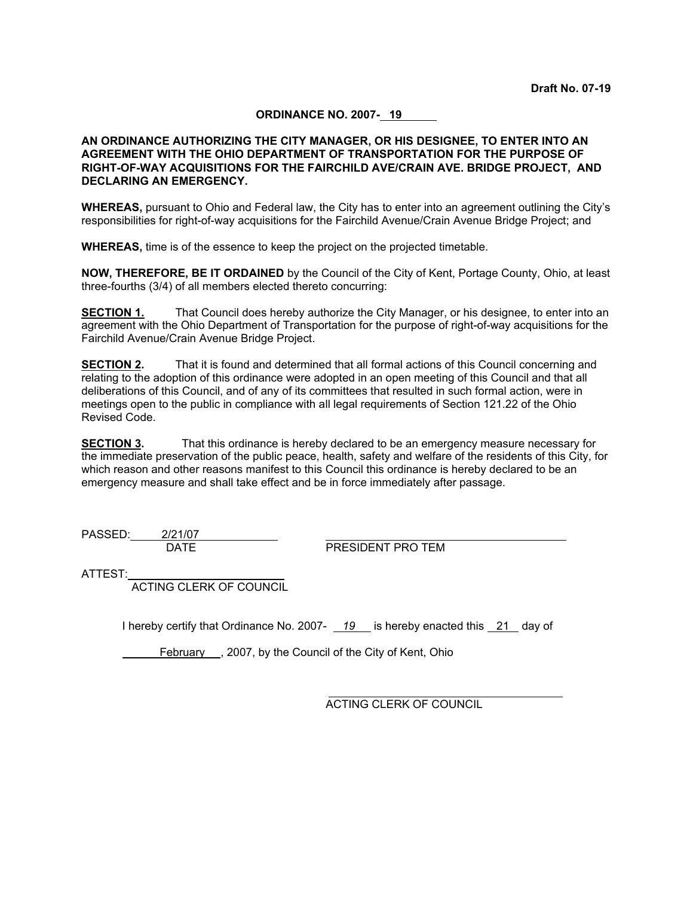Draft No. 07-19

**ORDINANCE NO. 2007- 19**

**AN ORDINANCE AUTHORIZING THE CITY MANAGER, OR HIS DESIGNEE, TO ENTER INTO AN AGREEMENT WITH THE OHIO DEPARTMENT OF TRANSPORTATION FOR THE PURPOSE OF RIGHT-OF-WAY ACQUISITIONS FOR THE FAIRCHILD AVE/CRAIN AVE. BRIDGE PROJECT, AND DECLARING AN EMERGENCY.**

**WHEREAS,** pursuant to Ohio and Federal law, the City has to enter into an agreement outlining the City's responsibilities for right-of-way acquisitions for the Fairchild Avenue/Crain Avenue Bridge Project; and

**WHEREAS,** time is of the essence to keep the project on the projected timetable.

**NOW, THEREFORE, BE IT ORDAINED** by the Council of the City of Kent, Portage County, Ohio, at least three-fourths (3/4) of all members elected thereto concurring:

**SECTION 1.** That Council does hereby authorize the City Manager, or his designee, to enter into an agreement with the Ohio Department of Transportation for the purpose of right-of-way acquisitions for the Fairchild Avenue/Crain Avenue Bridge Project.

**SECTION 2.** That it is found and determined that all formal actions of this Council concerning and relating to the adoption of this ordinance were adopted in an open meeting of this Council and that all deliberations of this Council, and of any of its committees that resulted in such formal action, were in meetings open to the public in compliance with all legal requirements of Section 121.22 of the Ohio Revised Code.

**SECTION 3.** That this ordinance is hereby declared to be an emergency measure necessary for the immediate preservation of the public peace, health, safety and welfare of the residents of this City, for which reason and other reasons manifest to this Council this ordinance is hereby declared to be an emergency measure and shall take effect and be in force immediately after passage.

PASSED: 2/21/07
DATE

PRESIDENT PRO TEM

ATTEST:
ACTING CLERK OF COUNCIL

I hereby certify that Ordinance No. 2007- *19* is hereby enacted this 21 day of February, 2007, by the Council of the City of Kent, Ohio

ACTING CLERK OF COUNCIL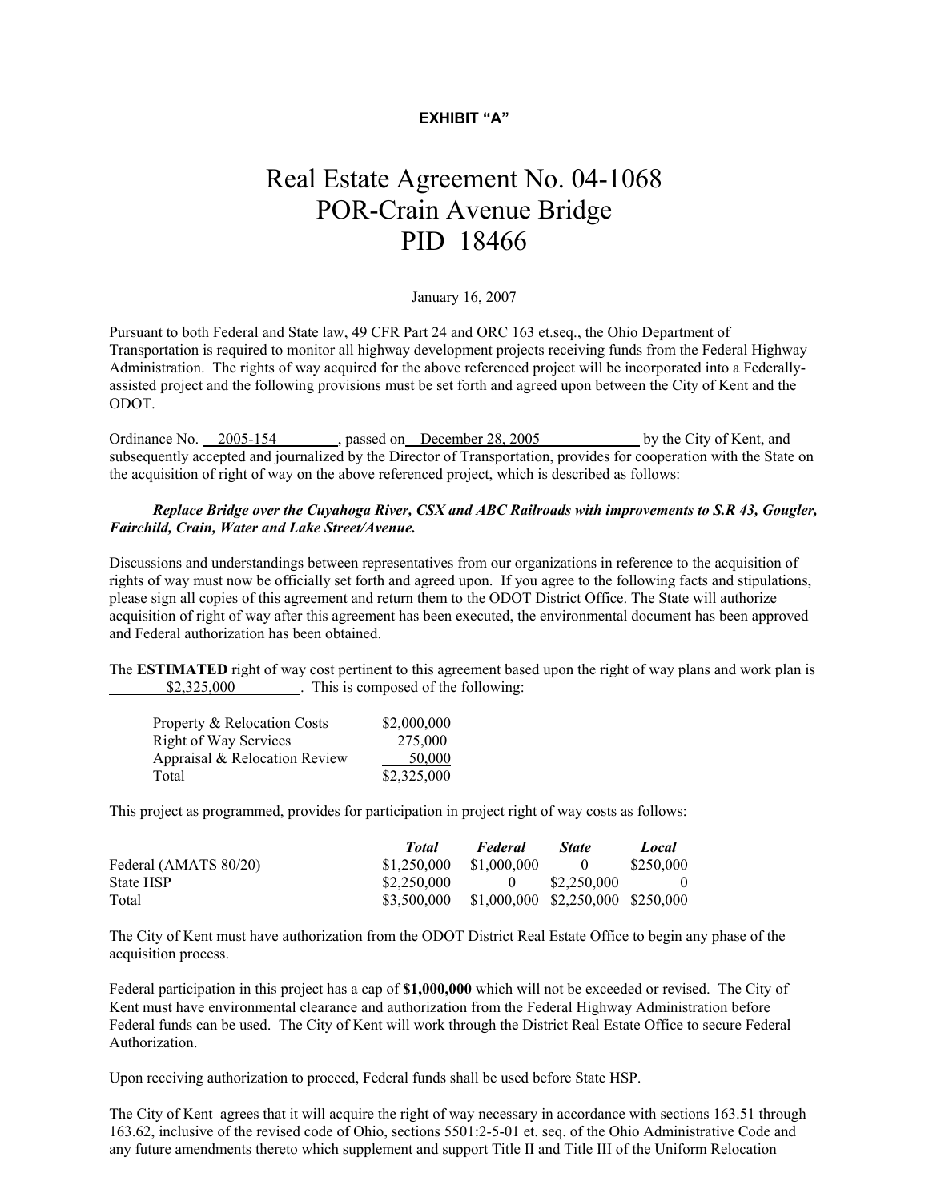**EXHIBIT "A"**

# Real Estate Agreement No. 04-1068
# POR-Crain Avenue Bridge
# PID 18466

January 16, 2007

Pursuant to both Federal and State law, 49 CFR Part 24 and ORC 163 et.seq., the Ohio Department of Transportation is required to monitor all highway development projects receiving funds from the Federal Highway Administration. The rights of way acquired for the above referenced project will be incorporated into a Federally-assisted project and the following provisions must be set forth and agreed upon between the City of Kent and the ODOT.

Ordinance No. 2005-154, passed on December 28, 2005 by the City of Kent, and subsequently accepted and journalized by the Director of Transportation, provides for cooperation with the State on the acquisition of right of way on the above referenced project, which is described as follows:

***Replace Bridge over the Cuyahoga River, CSX and ABC Railroads with improvements to S.R 43, Gougler, Fairchild, Crain, Water and Lake Street/Avenue.***

Discussions and understandings between representatives from our organizations in reference to the acquisition of rights of way must now be officially set forth and agreed upon. If you agree to the following facts and stipulations, please sign all copies of this agreement and return them to the ODOT District Office. The State will authorize acquisition of right of way after this agreement has been executed, the environmental document has been approved and Federal authorization has been obtained.

The **ESTIMATED** right of way cost pertinent to this agreement based upon the right of way plans and work plan is $2,325,000. This is composed of the following:

| | |
|---|---|
| Property & Relocation Costs | $2,000,000 |
| Right of Way Services | 275,000 |
| Appraisal & Relocation Review | 50,000 |
| Total | $2,325,000 |

This project as programmed, provides for participation in project right of way costs as follows:

| | ***Total*** | ***Federal*** | ***State*** | ***Local*** |
|---|---|---|---|---|
| Federal (AMATS 80/20) | $1,250,000 | $1,000,000 | 0 | $250,000 |
| State HSP | $2,250,000 | 0 | $2,250,000 | 0 |
| Total | $3,500,000 | $1,000,000 | $2,250,000 | $250,000 |

The City of Kent must have authorization from the ODOT District Real Estate Office to begin any phase of the acquisition process.

Federal participation in this project has a cap of **$1,000,000** which will not be exceeded or revised. The City of Kent must have environmental clearance and authorization from the Federal Highway Administration before Federal funds can be used. The City of Kent will work through the District Real Estate Office to secure Federal Authorization.

Upon receiving authorization to proceed, Federal funds shall be used before State HSP.

The City of Kent agrees that it will acquire the right of way necessary in accordance with sections 163.51 through 163.62, inclusive of the revised code of Ohio, sections 5501:2-5-01 et. seq. of the Ohio Administrative Code and any future amendments thereto which supplement and support Title II and Title III of the Uniform Relocation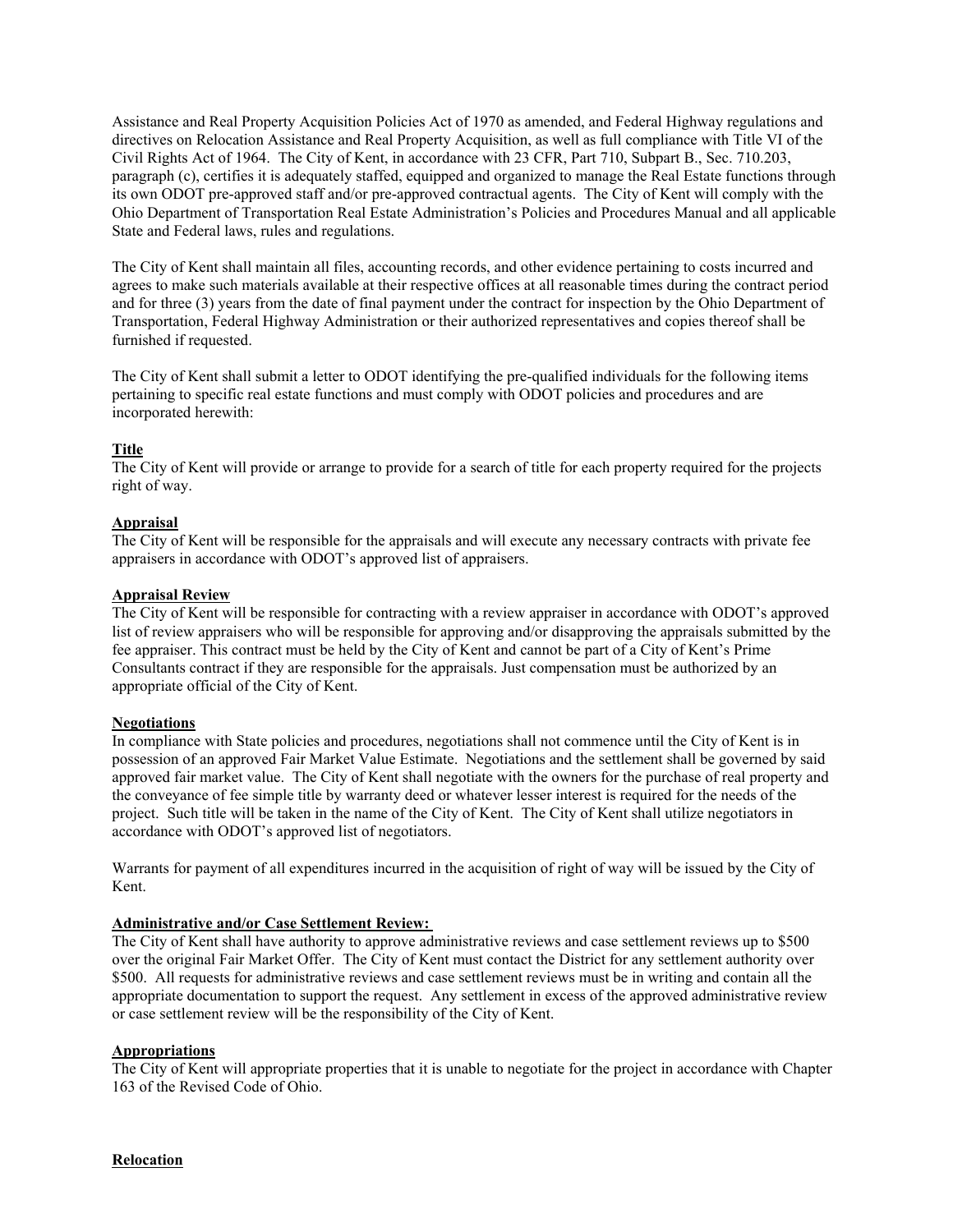Assistance and Real Property Acquisition Policies Act of 1970 as amended, and Federal Highway regulations and directives on Relocation Assistance and Real Property Acquisition, as well as full compliance with Title VI of the Civil Rights Act of 1964. The City of Kent, in accordance with 23 CFR, Part 710, Subpart B., Sec. 710.203, paragraph (c), certifies it is adequately staffed, equipped and organized to manage the Real Estate functions through its own ODOT pre-approved staff and/or pre-approved contractual agents. The City of Kent will comply with the Ohio Department of Transportation Real Estate Administration's Policies and Procedures Manual and all applicable State and Federal laws, rules and regulations.

The City of Kent shall maintain all files, accounting records, and other evidence pertaining to costs incurred and agrees to make such materials available at their respective offices at all reasonable times during the contract period and for three (3) years from the date of final payment under the contract for inspection by the Ohio Department of Transportation, Federal Highway Administration or their authorized representatives and copies thereof shall be furnished if requested.

The City of Kent shall submit a letter to ODOT identifying the pre-qualified individuals for the following items pertaining to specific real estate functions and must comply with ODOT policies and procedures and are incorporated herewith:

**Title**

The City of Kent will provide or arrange to provide for a search of title for each property required for the projects right of way.

**Appraisal**

The City of Kent will be responsible for the appraisals and will execute any necessary contracts with private fee appraisers in accordance with ODOT's approved list of appraisers.

**Appraisal Review**

The City of Kent will be responsible for contracting with a review appraiser in accordance with ODOT's approved list of review appraisers who will be responsible for approving and/or disapproving the appraisals submitted by the fee appraiser. This contract must be held by the City of Kent and cannot be part of a City of Kent's Prime Consultants contract if they are responsible for the appraisals. Just compensation must be authorized by an appropriate official of the City of Kent.

**Negotiations**

In compliance with State policies and procedures, negotiations shall not commence until the City of Kent is in possession of an approved Fair Market Value Estimate. Negotiations and the settlement shall be governed by said approved fair market value. The City of Kent shall negotiate with the owners for the purchase of real property and the conveyance of fee simple title by warranty deed or whatever lesser interest is required for the needs of the project. Such title will be taken in the name of the City of Kent. The City of Kent shall utilize negotiators in accordance with ODOT's approved list of negotiators.

Warrants for payment of all expenditures incurred in the acquisition of right of way will be issued by the City of Kent.

**Administrative and/or Case Settlement Review:**

The City of Kent shall have authority to approve administrative reviews and case settlement reviews up to $500 over the original Fair Market Offer. The City of Kent must contact the District for any settlement authority over $500. All requests for administrative reviews and case settlement reviews must be in writing and contain all the appropriate documentation to support the request. Any settlement in excess of the approved administrative review or case settlement review will be the responsibility of the City of Kent.

**Appropriations**

The City of Kent will appropriate properties that it is unable to negotiate for the project in accordance with Chapter 163 of the Revised Code of Ohio.

**Relocation**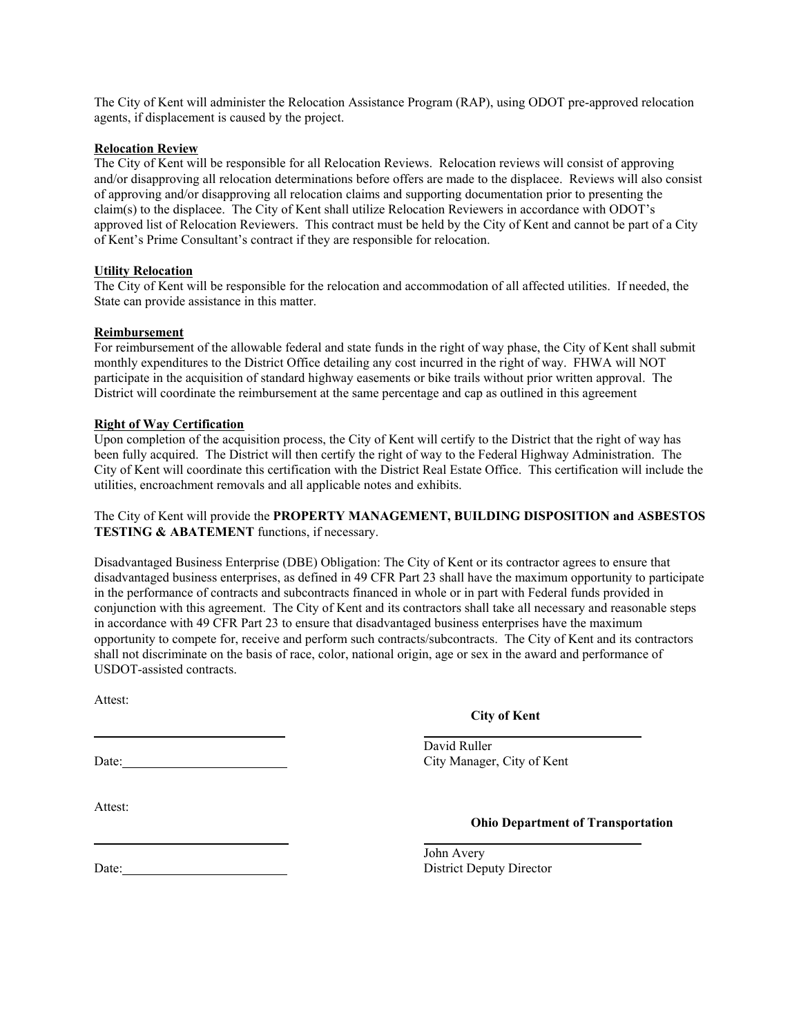The City of Kent will administer the Relocation Assistance Program (RAP), using ODOT pre-approved relocation agents, if displacement is caused by the project.

**Relocation Review**

The City of Kent will be responsible for all Relocation Reviews. Relocation reviews will consist of approving and/or disapproving all relocation determinations before offers are made to the displacee. Reviews will also consist of approving and/or disapproving all relocation claims and supporting documentation prior to presenting the claim(s) to the displacee. The City of Kent shall utilize Relocation Reviewers in accordance with ODOT's approved list of Relocation Reviewers. This contract must be held by the City of Kent and cannot be part of a City of Kent's Prime Consultant's contract if they are responsible for relocation.

**Utility Relocation**

The City of Kent will be responsible for the relocation and accommodation of all affected utilities. If needed, the State can provide assistance in this matter.

**Reimbursement**

For reimbursement of the allowable federal and state funds in the right of way phase, the City of Kent shall submit monthly expenditures to the District Office detailing any cost incurred in the right of way. FHWA will NOT participate in the acquisition of standard highway easements or bike trails without prior written approval. The District will coordinate the reimbursement at the same percentage and cap as outlined in this agreement

**Right of Way Certification**

Upon completion of the acquisition process, the City of Kent will certify to the District that the right of way has been fully acquired. The District will then certify the right of way to the Federal Highway Administration. The City of Kent will coordinate this certification with the District Real Estate Office. This certification will include the utilities, encroachment removals and all applicable notes and exhibits.

The City of Kent will provide the **PROPERTY MANAGEMENT, BUILDING DISPOSITION and ASBESTOS TESTING & ABATEMENT** functions, if necessary.

Disadvantaged Business Enterprise (DBE) Obligation: The City of Kent or its contractor agrees to ensure that disadvantaged business enterprises, as defined in 49 CFR Part 23 shall have the maximum opportunity to participate in the performance of contracts and subcontracts financed in whole or in part with Federal funds provided in conjunction with this agreement. The City of Kent and its contractors shall take all necessary and reasonable steps in accordance with 49 CFR Part 23 to ensure that disadvantaged business enterprises have the maximum opportunity to compete for, receive and perform such contracts/subcontracts. The City of Kent and its contractors shall not discriminate on the basis of race, color, national origin, age or sex in the award and performance of USDOT-assisted contracts.

Attest:

**City of Kent**

\_\_\_\_\_\_\_\_\_\_\_\_\_\_\_\_\_\_\_\_\_\_\_\_\_\_\_\_\_\_ \_\_\_\_\_\_\_\_\_\_\_\_\_\_\_\_\_\_\_\_\_\_\_\_\_\_\_\_\_\_

Date:\_\_\_\_\_\_\_\_\_\_\_\_\_\_\_\_\_\_\_\_\_\_\_\_\_\_

David Ruller
City Manager, City of Kent

Attest:

**Ohio Department of Transportation**

\_\_\_\_\_\_\_\_\_\_\_\_\_\_\_\_\_\_\_\_\_\_\_\_\_\_\_\_\_\_ \_\_\_\_\_\_\_\_\_\_\_\_\_\_\_\_\_\_\_\_\_\_\_\_\_\_\_\_\_\_

Date:\_\_\_\_\_\_\_\_\_\_\_\_\_\_\_\_\_\_\_\_\_\_\_\_\_\_

John Avery
District Deputy Director